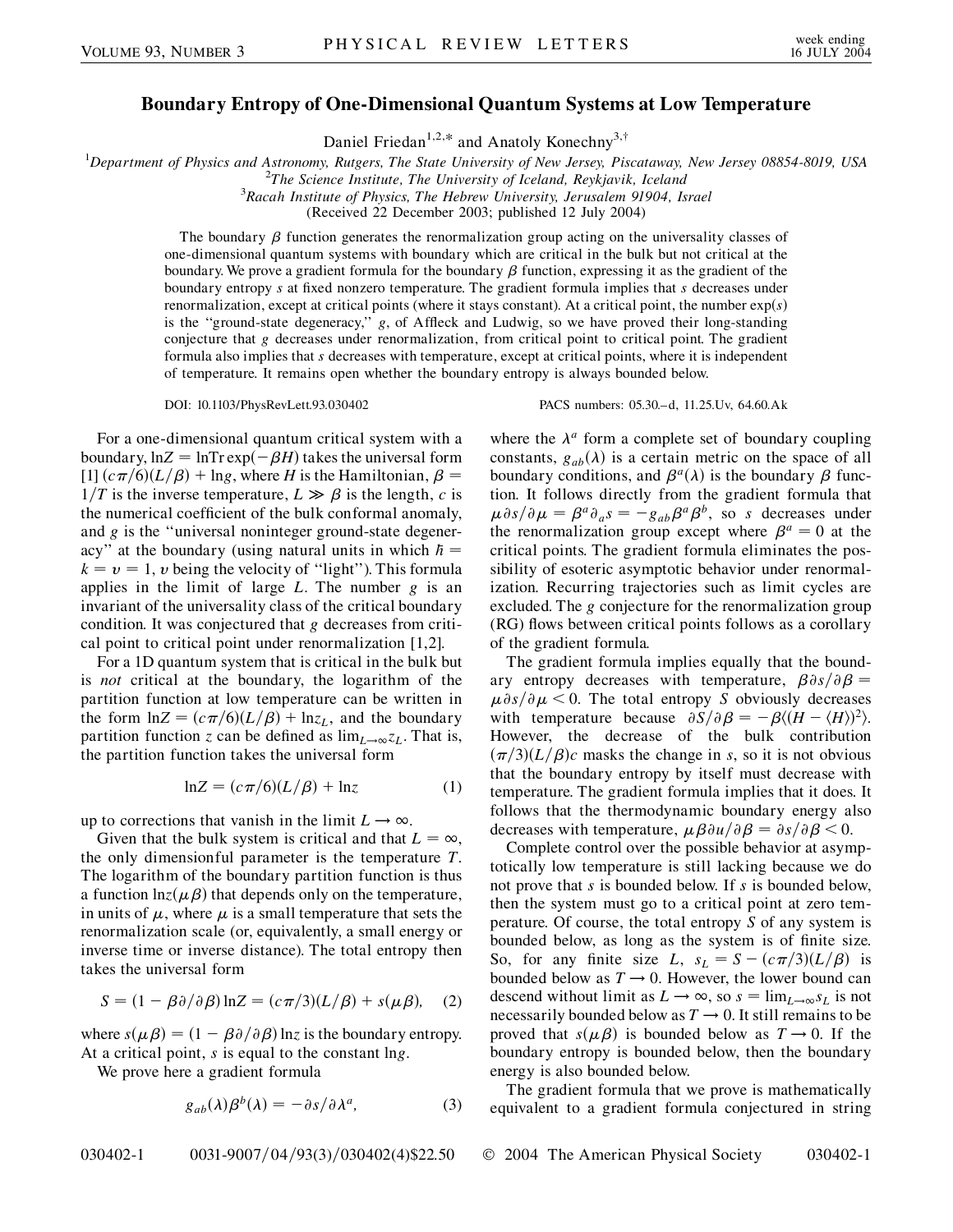# Boundary Entropy of One-Dimensional Quantum Systems at Low Temperature

Daniel Friedan[1,2,*] and Anatoly Konechny[3,†]

[1]Department of Physics and Astronomy, Rutgers, The State University of New Jersey, Piscataway, New Jersey 08854-8019, USA
[2]The Science Institute, The University of Iceland, Reykjavik, Iceland
[3]Racah Institute of Physics, The Hebrew University, Jerusalem 91904, Israel
(Received 22 December 2003; published 12 July 2004)

The boundary $\beta$ function generates the renormalization group acting on the universality classes of one-dimensional quantum systems with boundary which are critical in the bulk but not critical at the boundary. We prove a gradient formula for the boundary $\beta$ function, expressing it as the gradient of the boundary entropy $s$ at fixed nonzero temperature. The gradient formula implies that $s$ decreases under renormalization, except at critical points (where it stays constant). At a critical point, the number $\exp(s)$ is the "ground-state degeneracy," $g$, of Affleck and Ludwig, so we have proved their long-standing conjecture that $g$ decreases under renormalization, from critical point to critical point. The gradient formula also implies that $s$ decreases with temperature, except at critical points, where it is independent of temperature. It remains open whether the boundary entropy is always bounded below.

DOI: 10.1103/PhysRevLett.93.030402 PACS numbers: 05.30.–d, 11.25.Uv, 64.60.Ak

For a one-dimensional quantum critical system with a boundary, $\ln Z = \ln \mathrm{Tr} \exp(-\beta H)$ takes the universal form [1] $(c\pi/6)(L/\beta) + \ln g$, where $H$ is the Hamiltonian, $\beta = 1/T$ is the inverse temperature, $L \gg \beta$ is the length, $c$ is the numerical coefficient of the bulk conformal anomaly, and $g$ is the "universal noninteger ground-state degeneracy" at the boundary (using natural units in which $\hbar = k = v = 1$, $v$ being the velocity of "light"). This formula applies in the limit of large $L$. The number $g$ is an invariant of the universality class of the critical boundary condition. It was conjectured that $g$ decreases from critical point to critical point under renormalization [1,2].

For a 1D quantum system that is critical in the bulk but is *not* critical at the boundary, the logarithm of the partition function at low temperature can be written in the form $\ln Z = (c\pi/6)(L/\beta) + \ln z_L$, and the boundary partition function $z$ can be defined as $\lim_{L\to\infty} z_L$. That is, the partition function takes the universal form

$$\ln Z = (c\pi/6)(L/\beta) + \ln z \tag{1}$$

up to corrections that vanish in the limit $L \to \infty$.

Given that the bulk system is critical and that $L = \infty$, the only dimensionful parameter is the temperature $T$. The logarithm of the boundary partition function is thus a function $\ln z(\mu\beta)$ that depends only on the temperature, in units of $\mu$, where $\mu$ is a small temperature that sets the renormalization scale (or, equivalently, a small energy or inverse time or inverse distance). The total entropy then takes the universal form

$$S = (1 - \beta\partial/\partial\beta)\ln Z = (c\pi/3)(L/\beta) + s(\mu\beta), \tag{2}$$

where $s(\mu\beta) = (1 - \beta\partial/\partial\beta)\ln z$ is the boundary entropy. At a critical point, $s$ is equal to the constant $\ln g$.

We prove here a gradient formula

$$g_{ab}(\lambda)\beta^b(\lambda) = -\partial s/\partial\lambda^a, \tag{3}$$

where the $\lambda^a$ form a complete set of boundary coupling constants, $g_{ab}(\lambda)$ is a certain metric on the space of all boundary conditions, and $\beta^a(\lambda)$ is the boundary $\beta$ function. It follows directly from the gradient formula that $\mu\partial s/\partial\mu = \beta^a\partial_a s = -g_{ab}\beta^a\beta^b$, so $s$ decreases under the renormalization group except where $\beta^a = 0$ at the critical points. The gradient formula eliminates the possibility of esoteric asymptotic behavior under renormalization. Recurring trajectories such as limit cycles are excluded. The $g$ conjecture for the renormalization group (RG) flows between critical points follows as a corollary of the gradient formula.

The gradient formula implies equally that the boundary entropy decreases with temperature, $\beta\partial s/\partial\beta = \mu\partial s/\partial\mu < 0$. The total entropy $S$ obviously decreases with temperature because $\partial S/\partial\beta = -\beta\langle(H - \langle H\rangle)^2\rangle$. However, the decrease of the bulk contribution $(\pi/3)(L/\beta)c$ masks the change in $s$, so it is not obvious that the boundary entropy by itself must decrease with temperature. The gradient formula implies that it does. It follows that the thermodynamic boundary energy also decreases with temperature, $\mu\beta\partial u/\partial\beta = \partial s/\partial\beta < 0$.

Complete control over the possible behavior at asymptotically low temperature is still lacking because we do not prove that $s$ is bounded below. If $s$ is bounded below, then the system must go to a critical point at zero temperature. Of course, the total entropy $S$ of any system is bounded below, as long as the system is of finite size. So, for any finite size $L$, $s_L = S - (c\pi/3)(L/\beta)$ is bounded below as $T \to 0$. However, the lower bound can descend without limit as $L \to \infty$, so $s = \lim_{L\to\infty} s_L$ is not necessarily bounded below as $T \to 0$. It still remains to be proved that $s(\mu\beta)$ is bounded below as $T \to 0$. If the boundary entropy is bounded below, then the boundary energy is also bounded below.

The gradient formula that we prove is mathematically equivalent to a gradient formula conjectured in string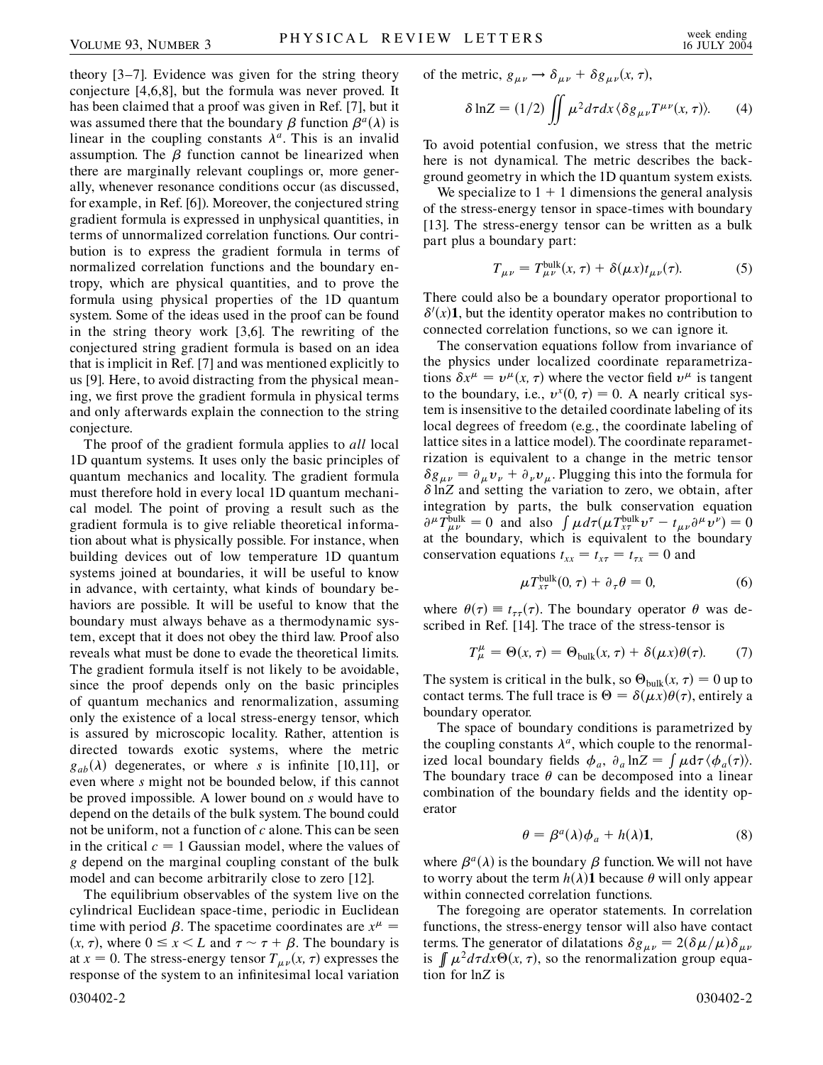theory [3–7]. Evidence was given for the string theory conjecture [4,6,8], but the formula was never proved. It has been claimed that a proof was given in Ref. [7], but it was assumed there that the boundary $\beta$ function $\beta^a(\lambda)$ is linear in the coupling constants $\lambda^a$. This is an invalid assumption. The $\beta$ function cannot be linearized when there are marginally relevant couplings or, more generally, whenever resonance conditions occur (as discussed, for example, in Ref. [6]). Moreover, the conjectured string gradient formula is expressed in unphysical quantities, in terms of unnormalized correlation functions. Our contribution is to express the gradient formula in terms of normalized correlation functions and the boundary entropy, which are physical quantities, and to prove the formula using physical properties of the 1D quantum system. Some of the ideas used in the proof can be found in the string theory work [3,6]. The rewriting of the conjectured string gradient formula is based on an idea that is implicit in Ref. [7] and was mentioned explicitly to us [9]. Here, to avoid distracting from the physical meaning, we first prove the gradient formula in physical terms and only afterwards explain the connection to the string conjecture.

The proof of the gradient formula applies to *all* local 1D quantum systems. It uses only the basic principles of quantum mechanics and locality. The gradient formula must therefore hold in every local 1D quantum mechanical model. The point of proving a result such as the gradient formula is to give reliable theoretical information about what is physically possible. For instance, when building devices out of low temperature 1D quantum systems joined at boundaries, it will be useful to know in advance, with certainty, what kinds of boundary behaviors are possible. It will be useful to know that the boundary must always behave as a thermodynamic system, except that it does not obey the third law. Proof also reveals what must be done to evade the theoretical limits. The gradient formula itself is not likely to be avoidable, since the proof depends only on the basic principles of quantum mechanics and renormalization, assuming only the existence of a local stress-energy tensor, which is assured by microscopic locality. Rather, attention is directed towards exotic systems, where the metric $g_{ab}(\lambda)$ degenerates, or where $s$ is infinite [10,11], or even where $s$ might not be bounded below, if this cannot be proved impossible. A lower bound on $s$ would have to depend on the details of the bulk system. The bound could not be uniform, not a function of $c$ alone. This can be seen in the critical $c = 1$ Gaussian model, where the values of $g$ depend on the marginal coupling constant of the bulk model and can become arbitrarily close to zero [12].

The equilibrium observables of the system live on the cylindrical Euclidean space-time, periodic in Euclidean time with period $\beta$. The spacetime coordinates are $x^\mu = (x, \tau)$, where $0 \leq x < L$ and $\tau \sim \tau + \beta$. The boundary is at $x = 0$. The stress-energy tensor $T_{\mu\nu}(x, \tau)$ expresses the response of the system to an infinitesimal local variation of the metric, $g_{\mu\nu} \to \delta_{\mu\nu} + \delta g_{\mu\nu}(x, \tau)$,

$$\delta \ln Z = (1/2) \iint \mu^2 d\tau dx \langle \delta g_{\mu\nu} T^{\mu\nu}(x, \tau)\rangle. \tag{4}$$

To avoid potential confusion, we stress that the metric here is not dynamical. The metric describes the background geometry in which the 1D quantum system exists.

We specialize to $1 + 1$ dimensions the general analysis of the stress-energy tensor in space-times with boundary [13]. The stress-energy tensor can be written as a bulk part plus a boundary part:

$$T_{\mu\nu} = T^{\text{bulk}}_{\mu\nu}(x, \tau) + \delta(\mu x) t_{\mu\nu}(\tau). \tag{5}$$

There could also be a boundary operator proportional to $\delta'(x)\mathbf{1}$, but the identity operator makes no contribution to connected correlation functions, so we can ignore it.

The conservation equations follow from invariance of the physics under localized coordinate reparametrizations $\delta x^\mu = v^\mu(x, \tau)$ where the vector field $v^\mu$ is tangent to the boundary, i.e., $v^x(0, \tau) = 0$. A nearly critical system is insensitive to the detailed coordinate labeling of its local degrees of freedom (e.g., the coordinate labeling of lattice sites in a lattice model). The coordinate reparametrization is equivalent to a change in the metric tensor $\delta g_{\mu\nu} = \partial_\mu v_\nu + \partial_\nu v_\mu$. Plugging this into the formula for $\delta \ln Z$ and setting the variation to zero, we obtain, after integration by parts, the bulk conservation equation $\partial^\mu T^{\text{bulk}}_{\mu\nu} = 0$ and also $\int \mu d\tau (\mu T^{\text{bulk}}_{x\tau} v^\tau - t_{\mu\nu}\partial^\mu v^\nu) = 0$ at the boundary, which is equivalent to the boundary conservation equations $t_{xx} = t_{x\tau} = t_{\tau x} = 0$ and

$$\mu T^{\text{bulk}}_{x\tau}(0, \tau) + \partial_\tau \theta = 0, \tag{6}$$

where $\theta(\tau) \equiv t_{\tau\tau}(\tau)$. The boundary operator $\theta$ was described in Ref. [14]. The trace of the stress-tensor is

$$T^\mu_\mu = \Theta(x, \tau) = \Theta_{\text{bulk}}(x, \tau) + \delta(\mu x)\theta(\tau). \tag{7}$$

The system is critical in the bulk, so $\Theta_{\text{bulk}}(x, \tau) = 0$ up to contact terms. The full trace is $\Theta = \delta(\mu x)\theta(\tau)$, entirely a boundary operator.

The space of boundary conditions is parametrized by the coupling constants $\lambda^a$, which couple to the renormalized local boundary fields $\phi_a$, $\partial_a \ln Z = \int \mu d\tau \langle \phi_a(\tau)\rangle$. The boundary trace $\theta$ can be decomposed into a linear combination of the boundary fields and the identity operator

$$\theta = \beta^a(\lambda)\phi_a + h(\lambda)\mathbf{1}, \tag{8}$$

where $\beta^a(\lambda)$ is the boundary $\beta$ function. We will not have to worry about the term $h(\lambda)\mathbf{1}$ because $\theta$ will only appear within connected correlation functions.

The foregoing are operator statements. In correlation functions, the stress-energy tensor will also have contact terms. The generator of dilatations $\delta g_{\mu\nu} = 2(\delta\mu/\mu)\delta_{\mu\nu}$ is $\iint \mu^2 d\tau dx \Theta(x, \tau)$, so the renormalization group equation for $\ln Z$ is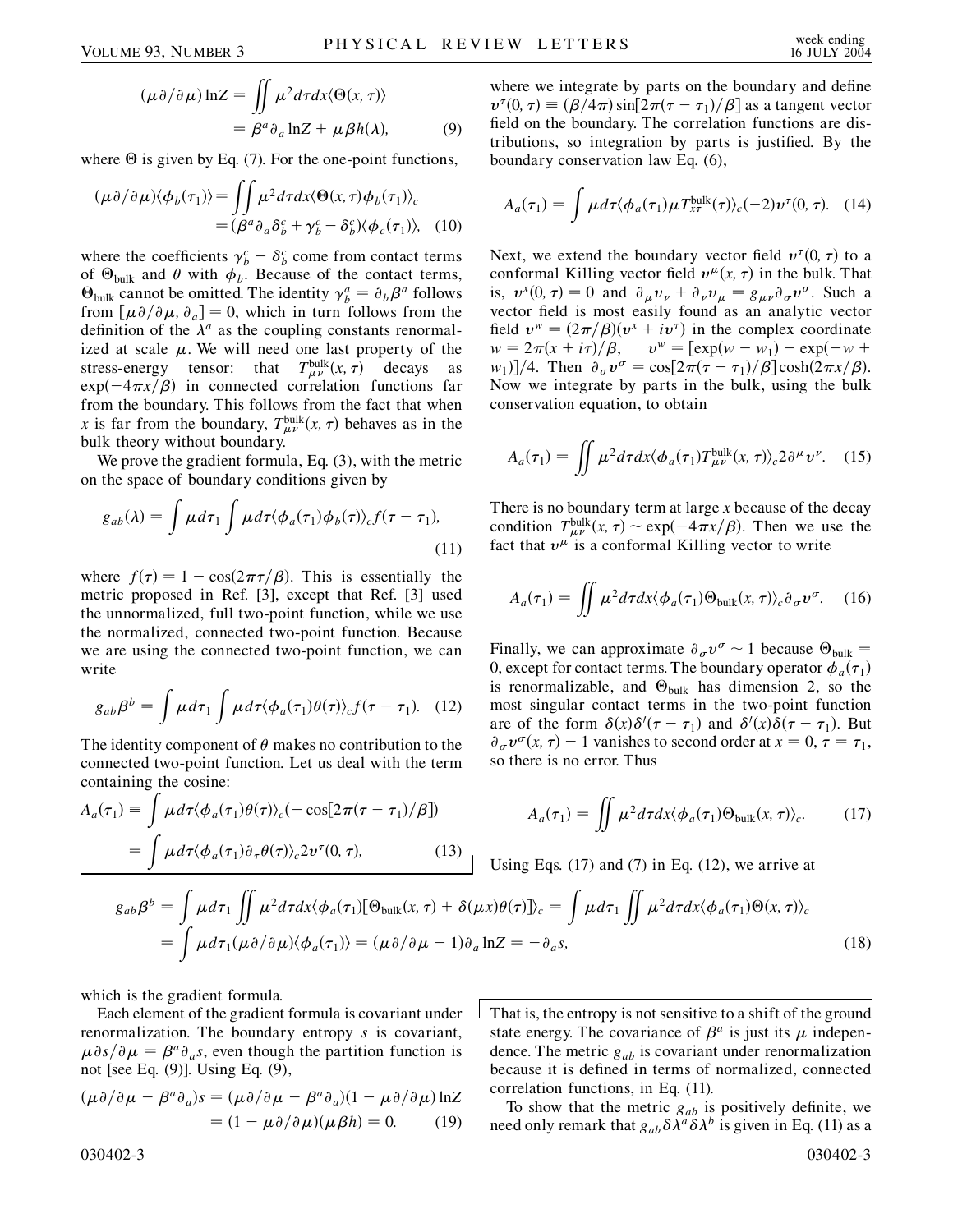$$(\mu\partial/\partial\mu)\ln Z = \iint \mu^2 d\tau dx \langle\Theta(x,\tau)\rangle = \beta^a\partial_a \ln Z + \mu\beta h(\lambda), \tag{9}$$

where $\Theta$ is given by Eq. (7). For the one-point functions,

$$(\mu\partial/\partial\mu)\langle\phi_b(\tau_1)\rangle = \iint \mu^2 d\tau dx \langle\Theta(x,\tau)\phi_b(\tau_1)\rangle_c = (\beta^a\partial_a\delta_b^c + \gamma_b^c - \delta_b^c)\langle\phi_c(\tau_1)\rangle, \tag{10}$$

where the coefficients $\gamma_b^c - \delta_b^c$ come from contact terms of $\Theta_{\text{bulk}}$ and $\theta$ with $\phi_b$. Because of the contact terms, $\Theta_{\text{bulk}}$ cannot be omitted. The identity $\gamma_b^a = \partial_b\beta^a$ follows from $[\mu\partial/\partial\mu, \partial_a] = 0$, which in turn follows from the definition of the $\lambda^a$ as the coupling constants renormalized at scale $\mu$. We will need one last property of the stress-energy tensor: that $T_{\mu\nu}^{\text{bulk}}(x,\tau)$ decays as $\exp(-4\pi x/\beta)$ in connected correlation functions far from the boundary. This follows from the fact that when $x$ is far from the boundary, $T_{\mu\nu}^{\text{bulk}}(x,\tau)$ behaves as in the bulk theory without boundary.

We prove the gradient formula, Eq. (3), with the metric on the space of boundary conditions given by

$$g_{ab}(\lambda) = \int \mu d\tau_1 \int \mu d\tau \langle\phi_a(\tau_1)\phi_b(\tau)\rangle_c f(\tau-\tau_1), \tag{11}$$

where $f(\tau) = 1 - \cos(2\pi\tau/\beta)$. This is essentially the metric proposed in Ref. [3], except that Ref. [3] used the unnormalized, full two-point function, while we use the normalized, connected two-point function. Because we are using the connected two-point function, we can write

$$g_{ab}\beta^b = \int \mu d\tau_1 \int \mu d\tau \langle\phi_a(\tau_1)\theta(\tau)\rangle_c f(\tau-\tau_1). \tag{12}$$

The identity component of $\theta$ makes no contribution to the connected two-point function. Let us deal with the term containing the cosine:

$$A_a(\tau_1) \equiv \int \mu d\tau \langle\phi_a(\tau_1)\theta(\tau)\rangle_c(-\cos[2\pi(\tau-\tau_1)/\beta]) = \int \mu d\tau \langle\phi_a(\tau_1)\partial_\tau\theta(\tau)\rangle_c 2v^\tau(0,\tau), \tag{13}$$

where we integrate by parts on the boundary and define $v^\tau(0,\tau) \equiv (\beta/4\pi)\sin[2\pi(\tau-\tau_1)/\beta]$ as a tangent vector field on the boundary. The correlation functions are distributions, so integration by parts is justified. By the boundary conservation law Eq. (6),

$$A_a(\tau_1) = \int \mu d\tau \langle\phi_a(\tau_1)\mu T_{x\tau}^{\text{bulk}}(\tau)\rangle_c(-2)v^\tau(0,\tau). \tag{14}$$

Next, we extend the boundary vector field $v^\tau(0,\tau)$ to a conformal Killing vector field $v^\mu(x,\tau)$ in the bulk. That is, $v^x(0,\tau) = 0$ and $\partial_\mu v_\nu + \partial_\nu v_\mu = g_{\mu\nu}\partial_\sigma v^\sigma$. Such a vector field is most easily found as an analytic vector field $v^w = (2\pi/\beta)(v^x + iv^\tau)$ in the complex coordinate $w = 2\pi(x+i\tau)/\beta$, $\quad v^w = [\exp(w-w_1) - \exp(-w+w_1)]/4$. Then $\partial_\sigma v^\sigma = \cos[2\pi(\tau-\tau_1)/\beta]\cosh(2\pi x/\beta)$. Now we integrate by parts in the bulk, using the bulk conservation equation, to obtain

$$A_a(\tau_1) = \iint \mu^2 d\tau dx \langle\phi_a(\tau_1)T_{\mu\nu}^{\text{bulk}}(x,\tau)\rangle_c 2\partial^\mu v^\nu. \tag{15}$$

There is no boundary term at large $x$ because of the decay condition $T_{\mu\nu}^{\text{bulk}}(x,\tau) \sim \exp(-4\pi x/\beta)$. Then we use the fact that $v^\mu$ is a conformal Killing vector to write

$$A_a(\tau_1) = \iint \mu^2 d\tau dx \langle\phi_a(\tau_1)\Theta_{\text{bulk}}(x,\tau)\rangle_c \partial_\sigma v^\sigma. \tag{16}$$

Finally, we can approximate $\partial_\sigma v^\sigma \sim 1$ because $\Theta_{\text{bulk}} = 0$, except for contact terms. The boundary operator $\phi_a(\tau_1)$ is renormalizable, and $\Theta_{\text{bulk}}$ has dimension 2, so the most singular contact terms in the two-point function are of the form $\delta(x)\delta'(\tau-\tau_1)$ and $\delta'(x)\delta(\tau-\tau_1)$. But $\partial_\sigma v^\sigma(x,\tau) - 1$ vanishes to second order at $x=0$, $\tau=\tau_1$, so there is no error. Thus

$$A_a(\tau_1) = \iint \mu^2 d\tau dx \langle\phi_a(\tau_1)\Theta_{\text{bulk}}(x,\tau)\rangle_c. \tag{17}$$

Using Eqs. (17) and (7) in Eq. (12), we arrive at

$$g_{ab}\beta^b = \int \mu d\tau_1 \iint \mu^2 d\tau dx \langle\phi_a(\tau_1)[\Theta_{\text{bulk}}(x,\tau) + \delta(\mu x)\theta(\tau)]\rangle_c = \int \mu d\tau_1 \iint \mu^2 d\tau dx \langle\phi_a(\tau_1)\Theta(x,\tau)\rangle_c$$
$$= \int \mu d\tau_1 (\mu\partial/\partial\mu)\langle\phi_a(\tau_1)\rangle = (\mu\partial/\partial\mu - 1)\partial_a \ln Z = -\partial_a s, \tag{18}$$

which is the gradient formula.

Each element of the gradient formula is covariant under renormalization. The boundary entropy $s$ is covariant, $\mu\partial s/\partial\mu = \beta^a\partial_a s$, even though the partition function is not [see Eq. (9)]. Using Eq. (9),

$$(\mu\partial/\partial\mu - \beta^a\partial_a)s = (\mu\partial/\partial\mu - \beta^a\partial_a)(1 - \mu\partial/\partial\mu)\ln Z = (1 - \mu\partial/\partial\mu)(\mu\beta h) = 0. \tag{19}$$

That is, the entropy is not sensitive to a shift of the ground state energy. The covariance of $\beta^a$ is just its $\mu$ independence. The metric $g_{ab}$ is covariant under renormalization because it is defined in terms of normalized, connected correlation functions, in Eq. (11).

To show that the metric $g_{ab}$ is positively definite, we need only remark that $g_{ab}\delta\lambda^a\delta\lambda^b$ is given in Eq. (11) as a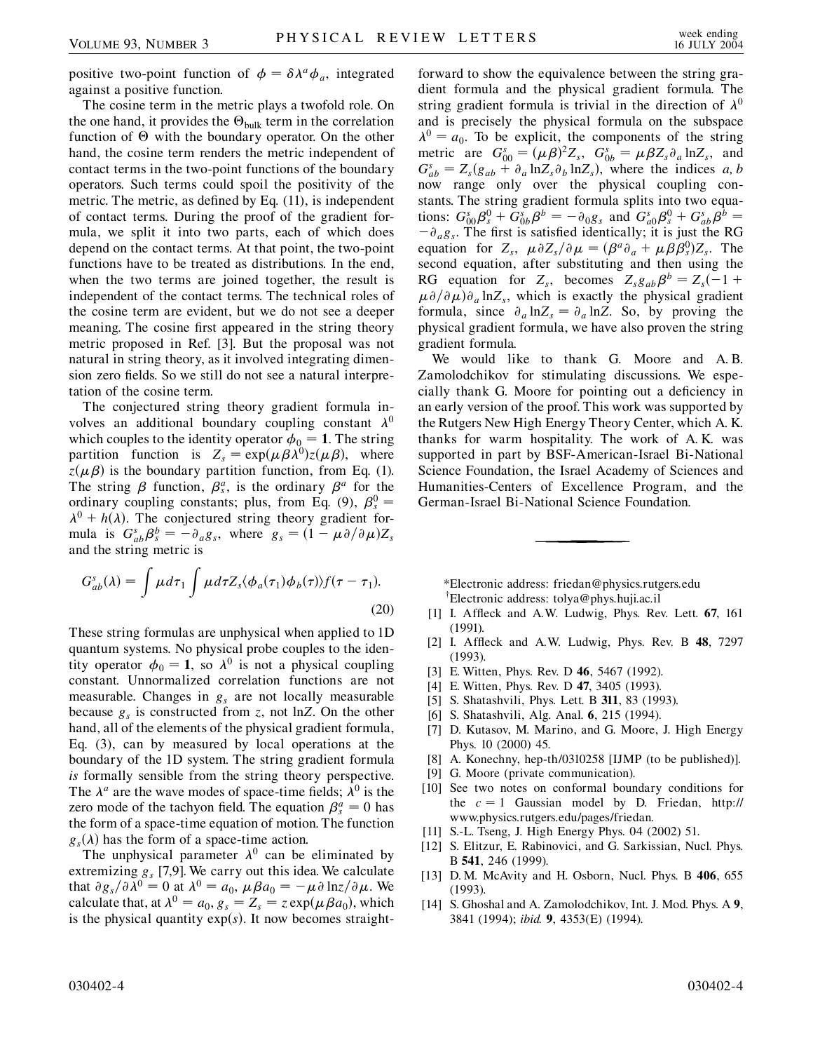positive two-point function of $\phi = \delta\lambda^a \phi_a$, integrated against a positive function.

The cosine term in the metric plays a twofold role. On the one hand, it provides the $\Theta_{\rm bulk}$ term in the correlation function of $\Theta$ with the boundary operator. On the other hand, the cosine term renders the metric independent of contact terms in the two-point functions of the boundary operators. Such terms could spoil the positivity of the metric. The metric, as defined by Eq. (11), is independent of contact terms. During the proof of the gradient formula, we split it into two parts, each of which does depend on the contact terms. At that point, the two-point functions have to be treated as distributions. In the end, when the two terms are joined together, the result is independent of the contact terms. The technical roles of the cosine term are evident, but we do not see a deeper meaning. The cosine first appeared in the string theory metric proposed in Ref. [3]. But the proposal was not natural in string theory, as it involved integrating dimension zero fields. So we still do not see a natural interpretation of the cosine term.

The conjectured string theory gradient formula involves an additional boundary coupling constant $\lambda^0$ which couples to the identity operator $\phi_0 = \mathbf{1}$. The string partition function is $Z_s = \exp(\mu\beta\lambda^0) z(\mu\beta)$, where $z(\mu\beta)$ is the boundary partition function, from Eq. (1). The string $\beta$ function, $\beta_s^a$, is the ordinary $\beta^a$ for the ordinary coupling constants; plus, from Eq. (9), $\beta_s^0 = \lambda^0 + h(\lambda)$. The conjectured string theory gradient formula is $G^s_{ab}\beta_s^b = -\partial_a g_s$, where $g_s = (1 - \mu\partial/\partial\mu)Z_s$ and the string metric is

$$G^s_{ab}(\lambda) = \int \mu d\tau_1 \int \mu d\tau Z_s \langle \phi_a(\tau_1)\phi_b(\tau)\rangle f(\tau - \tau_1). \tag{20}$$

These string formulas are unphysical when applied to 1D quantum systems. No physical probe couples to the identity operator $\phi_0 = \mathbf{1}$, so $\lambda^0$ is not a physical coupling constant. Unnormalized correlation functions are not measurable. Changes in $g_s$ are not locally measurable because $g_s$ is constructed from $z$, not $\ln Z$. On the other hand, all of the elements of the physical gradient formula, Eq. (3), can by measured by local operations at the boundary of the 1D system. The string gradient formula *is* formally sensible from the string theory perspective. The $\lambda^a$ are the wave modes of space-time fields; $\lambda^0$ is the zero mode of the tachyon field. The equation $\beta_s^a = 0$ has the form of a space-time equation of motion. The function $g_s(\lambda)$ has the form of a space-time action.

The unphysical parameter $\lambda^0$ can be eliminated by extremizing $g_s$ [7,9]. We carry out this idea. We calculate that $\partial g_s/\partial\lambda^0 = 0$ at $\lambda^0 = a_0$, $\mu\beta a_0 = -\mu\partial \ln z/\partial\mu$. We calculate that, at $\lambda^0 = a_0$, $g_s = Z_s = z\exp(\mu\beta a_0)$, which is the physical quantity $\exp(s)$. It now becomes straightforward to show the equivalence between the string gradient formula and the physical gradient formula. The string gradient formula is trivial in the direction of $\lambda^0$ and is precisely the physical formula on the subspace $\lambda^0 = a_0$. To be explicit, the components of the string metric are $G^s_{00} = (\mu\beta)^2 Z_s$, $G^s_{0b} = \mu\beta Z_s \partial_a \ln Z_s$, and $G^s_{ab} = Z_s(g_{ab} + \partial_a \ln Z_s \partial_b \ln Z_s)$, where the indices $a, b$ now range only over the physical coupling constants. The string gradient formula splits into two equations: $G^s_{00}\beta_s^0 + G^s_{0b}\beta^b = -\partial_0 g_s$ and $G^s_{a0}\beta_s^0 + G^s_{ab}\beta^b = -\partial_a g_s$. The first is satisfied identically; it is just the RG equation for $Z_s$, $\mu\partial Z_s/\partial\mu = (\beta^a\partial_a + \mu\beta\beta_s^0)Z_s$. The second equation, after substituting and then using the RG equation for $Z_s$, becomes $Z_s g_{ab}\beta^b = Z_s(-1 + \mu\partial/\partial\mu)\partial_a \ln Z_s$, which is exactly the physical gradient formula, since $\partial_a \ln Z_s = \partial_a \ln Z$. So, by proving the physical gradient formula, we have also proven the string gradient formula.

We would like to thank G. Moore and A. B. Zamolodchikov for stimulating discussions. We especially thank G. Moore for pointing out a deficiency in an early version of the proof. This work was supported by the Rutgers New High Energy Theory Center, which A. K. thanks for warm hospitality. The work of A. K. was supported in part by BSF-American-Israel Bi-National Science Foundation, the Israel Academy of Sciences and Humanities-Centers of Excellence Program, and the German-Israel Bi-National Science Foundation.

*Electronic address: friedan@physics.rutgers.edu

†Electronic address: tolya@phys.huji.ac.il

[1] I. Affleck and A.W. Ludwig, Phys. Rev. Lett. **67**, 161 (1991).

[2] I. Affleck and A.W. Ludwig, Phys. Rev. B **48**, 7297 (1993).

[3] E. Witten, Phys. Rev. D **46**, 5467 (1992).

[4] E. Witten, Phys. Rev. D **47**, 3405 (1993).

[5] S. Shatashvili, Phys. Lett. B **311**, 83 (1993).

[6] S. Shatashvili, Alg. Anal. **6**, 215 (1994).

[7] D. Kutasov, M. Marino, and G. Moore, J. High Energy Phys. 10 (2000) 45.

[8] A. Konechny, hep-th/0310258 [IJMP (to be published)].

[9] G. Moore (private communication).

[10] See two notes on conformal boundary conditions for the $c = 1$ Gaussian model by D. Friedan, http://www.physics.rutgers.edu/pages/friedan.

[11] S.-L. Tseng, J. High Energy Phys. 04 (2002) 51.

[12] S. Elitzur, E. Rabinovici, and G. Sarkissian, Nucl. Phys. B **541**, 246 (1999).

[13] D. M. McAvity and H. Osborn, Nucl. Phys. B **406**, 655 (1993).

[14] S. Ghoshal and A. Zamolodchikov, Int. J. Mod. Phys. A **9**, 3841 (1994); *ibid.* **9**, 4353(E) (1994).